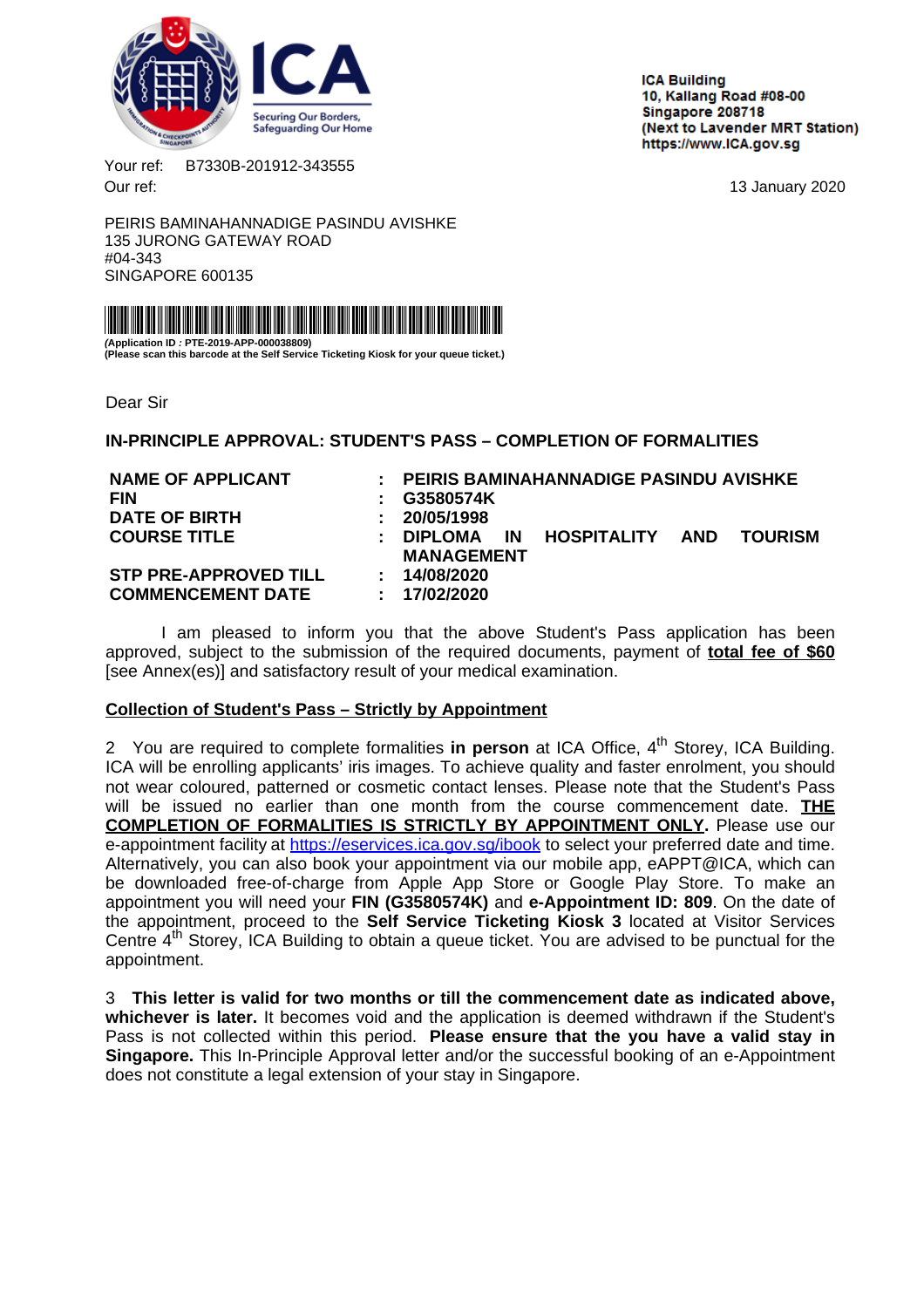ICA
Securing Our Borders,
Safeguarding Our Home

**ICA Building**
**10, Kallang Road #08-00**
**Singapore 208718**
**(Next to Lavender MRT Station)**
**https://www.ICA.gov.sg**

Your ref: B7330B-201912-343555
Our ref:

13 January 2020

PEIRIS BAMINAHANNADIGE PASINDU AVISHKE
135 JURONG GATEWAY ROAD
#04-343
SINGAPORE 600135

**(Application ID : PTE-2019-APP-000038809)**
**(Please scan this barcode at the Self Service Ticketing Kiosk for your queue ticket.)**

Dear Sir

**IN-PRINCIPLE APPROVAL: STUDENT'S PASS – COMPLETION OF FORMALITIES**

| | | |
|---|---|---|
| **NAME OF APPLICANT** | **:** | **PEIRIS BAMINAHANNADIGE PASINDU AVISHKE** |
| **FIN** | **:** | **G3580574K** |
| **DATE OF BIRTH** | **:** | **20/05/1998** |
| **COURSE TITLE** | **:** | **DIPLOMA IN HOSPITALITY AND TOURISM MANAGEMENT** |
| **STP PRE-APPROVED TILL** | **:** | **14/08/2020** |
| **COMMENCEMENT DATE** | **:** | **17/02/2020** |

I am pleased to inform you that the above Student's Pass application has been approved, subject to the submission of the required documents, payment of **total fee of $60** [see Annex(es)] and satisfactory result of your medical examination.

**Collection of Student's Pass – Strictly by Appointment**

2 You are required to complete formalities **in person** at ICA Office, 4th Storey, ICA Building. ICA will be enrolling applicants' iris images. To achieve quality and faster enrolment, you should not wear coloured, patterned or cosmetic contact lenses. Please note that the Student's Pass will be issued no earlier than one month from the course commencement date. **THE COMPLETION OF FORMALITIES IS STRICTLY BY APPOINTMENT ONLY.** Please use our e-appointment facility at https://eservices.ica.gov.sg/ibook to select your preferred date and time. Alternatively, you can also book your appointment via our mobile app, eAPPT@ICA, which can be downloaded free-of-charge from Apple App Store or Google Play Store. To make an appointment you will need your **FIN (G3580574K)** and **e-Appointment ID: 809**. On the date of the appointment, proceed to the **Self Service Ticketing Kiosk 3** located at Visitor Services Centre 4th Storey, ICA Building to obtain a queue ticket. You are advised to be punctual for the appointment.

3 **This letter is valid for two months or till the commencement date as indicated above, whichever is later.** It becomes void and the application is deemed withdrawn if the Student's Pass is not collected within this period. **Please ensure that the you have a valid stay in Singapore.** This In-Principle Approval letter and/or the successful booking of an e-Appointment does not constitute a legal extension of your stay in Singapore.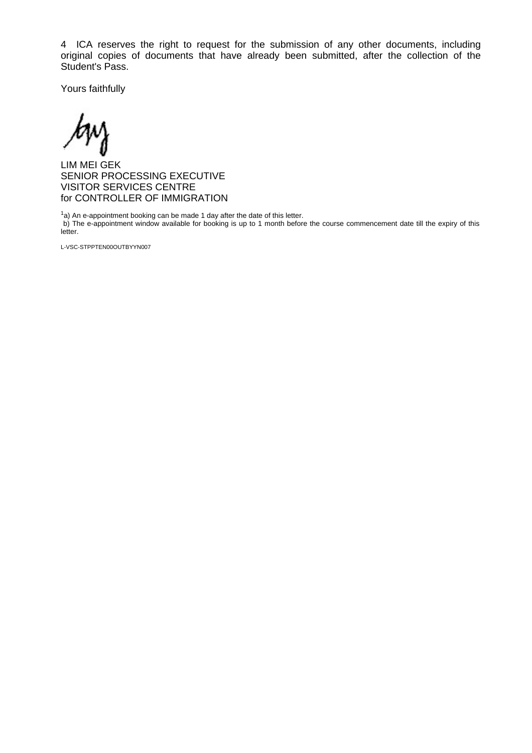4  ICA reserves the right to request for the submission of any other documents, including original copies of documents that have already been submitted, after the collection of the Student's Pass.

Yours faithfully

LIM MEI GEK
SENIOR PROCESSING EXECUTIVE
VISITOR SERVICES CENTRE
for CONTROLLER OF IMMIGRATION

[1]a) An e-appointment booking can be made 1 day after the date of this letter.
b) The e-appointment window available for booking is up to 1 month before the course commencement date till the expiry of this letter.

L-VSC-STPPTEN00OUTBYYN007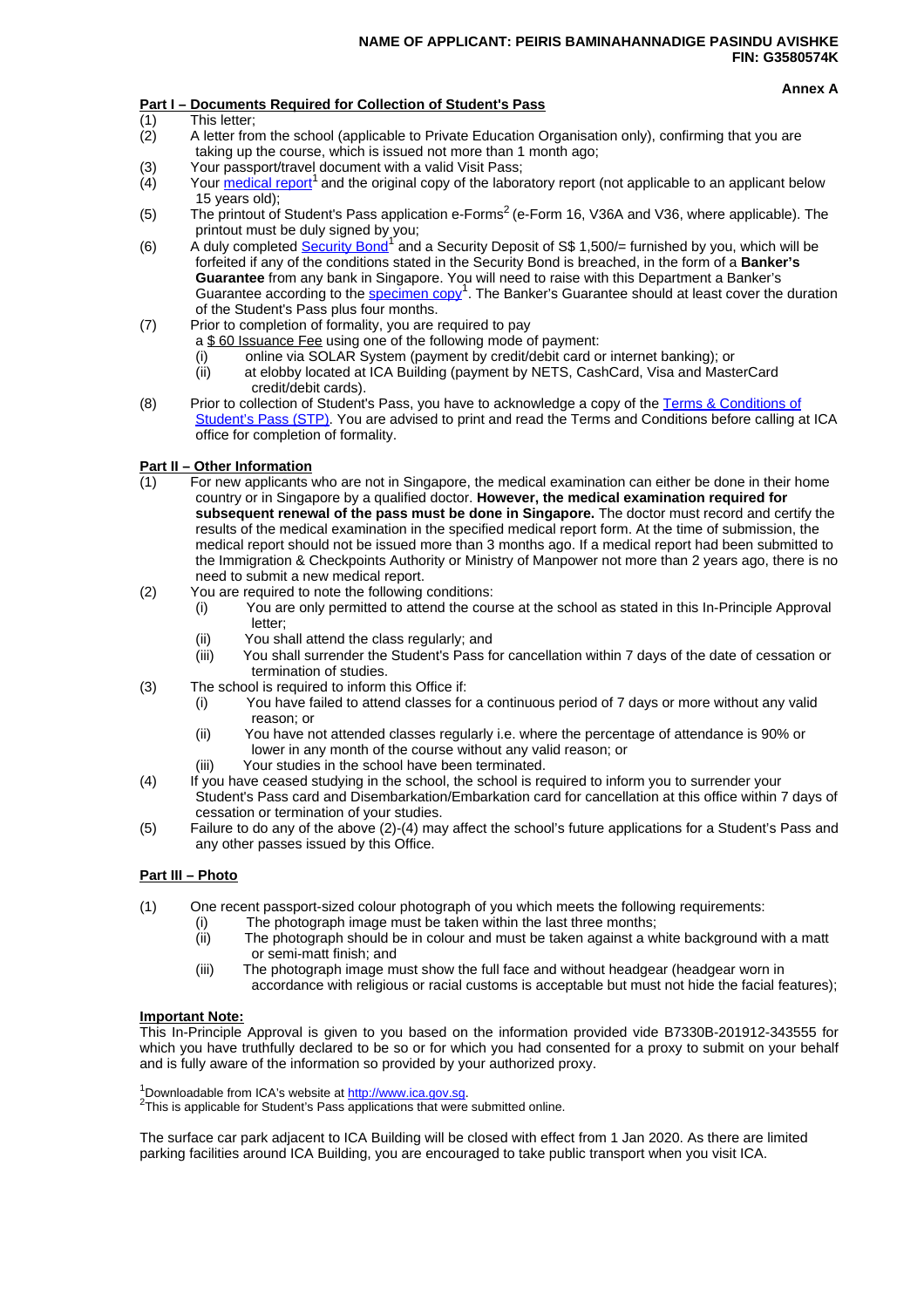**NAME OF APPLICANT: PEIRIS BAMINAHANNADIGE PASINDU AVISHKE**
**FIN: G3580574K**

**Annex A**

**Part I – Documents Required for Collection of Student's Pass**

(1) This letter;

(2) A letter from the school (applicable to Private Education Organisation only), confirming that you are taking up the course, which is issued not more than 1 month ago;

(3) Your passport/travel document with a valid Visit Pass;

(4) Your medical report[1] and the original copy of the laboratory report (not applicable to an applicant below 15 years old);

(5) The printout of Student's Pass application e-Forms[2] (e-Form 16, V36A and V36, where applicable). The printout must be duly signed by you;

(6) A duly completed Security Bond[1] and a Security Deposit of S$ 1,500/= furnished by you, which will be forfeited if any of the conditions stated in the Security Bond is breached, in the form of a **Banker's Guarantee** from any bank in Singapore. You will need to raise with this Department a Banker's Guarantee according to the specimen copy[1]. The Banker's Guarantee should at least cover the duration of the Student's Pass plus four months.

(7) Prior to completion of formality, you are required to pay a $ 60 Issuance Fee using one of the following mode of payment:
   (i) online via SOLAR System (payment by credit/debit card or internet banking); or
   (ii) at elobby located at ICA Building (payment by NETS, CashCard, Visa and MasterCard credit/debit cards).

(8) Prior to collection of Student's Pass, you have to acknowledge a copy of the Terms & Conditions of Student's Pass (STP). You are advised to print and read the Terms and Conditions before calling at ICA office for completion of formality.

**Part II – Other Information**

(1) For new applicants who are not in Singapore, the medical examination can either be done in their home country or in Singapore by a qualified doctor. **However, the medical examination required for subsequent renewal of the pass must be done in Singapore.** The doctor must record and certify the results of the medical examination in the specified medical report form. At the time of submission, the medical report should not be issued more than 3 months ago. If a medical report had been submitted to the Immigration & Checkpoints Authority or Ministry of Manpower not more than 2 years ago, there is no need to submit a new medical report.

(2) You are required to note the following conditions:
   (i) You are only permitted to attend the course at the school as stated in this In-Principle Approval letter;
   (ii) You shall attend the class regularly; and
   (iii) You shall surrender the Student's Pass for cancellation within 7 days of the date of cessation or termination of studies.

(3) The school is required to inform this Office if:
   (i) You have failed to attend classes for a continuous period of 7 days or more without any valid reason; or
   (ii) You have not attended classes regularly i.e. where the percentage of attendance is 90% or lower in any month of the course without any valid reason; or
   (iii) Your studies in the school have been terminated.

(4) If you have ceased studying in the school, the school is required to inform you to surrender your Student's Pass card and Disembarkation/Embarkation card for cancellation at this office within 7 days of cessation or termination of your studies.

(5) Failure to do any of the above (2)-(4) may affect the school's future applications for a Student's Pass and any other passes issued by this Office.

**Part III – Photo**

(1) One recent passport-sized colour photograph of you which meets the following requirements:
   (i) The photograph image must be taken within the last three months;
   (ii) The photograph should be in colour and must be taken against a white background with a matt or semi-matt finish; and
   (iii) The photograph image must show the full face and without headgear (headgear worn in accordance with religious or racial customs is acceptable but must not hide the facial features);

**Important Note:**
This In-Principle Approval is given to you based on the information provided vide B7330B-201912-343555 for which you have truthfully declared to be so or for which you had consented for a proxy to submit on your behalf and is fully aware of the information so provided by your authorized proxy.

[1]Downloadable from ICA's website at http://www.ica.gov.sg.
[2]This is applicable for Student's Pass applications that were submitted online.

The surface car park adjacent to ICA Building will be closed with effect from 1 Jan 2020. As there are limited parking facilities around ICA Building, you are encouraged to take public transport when you visit ICA.